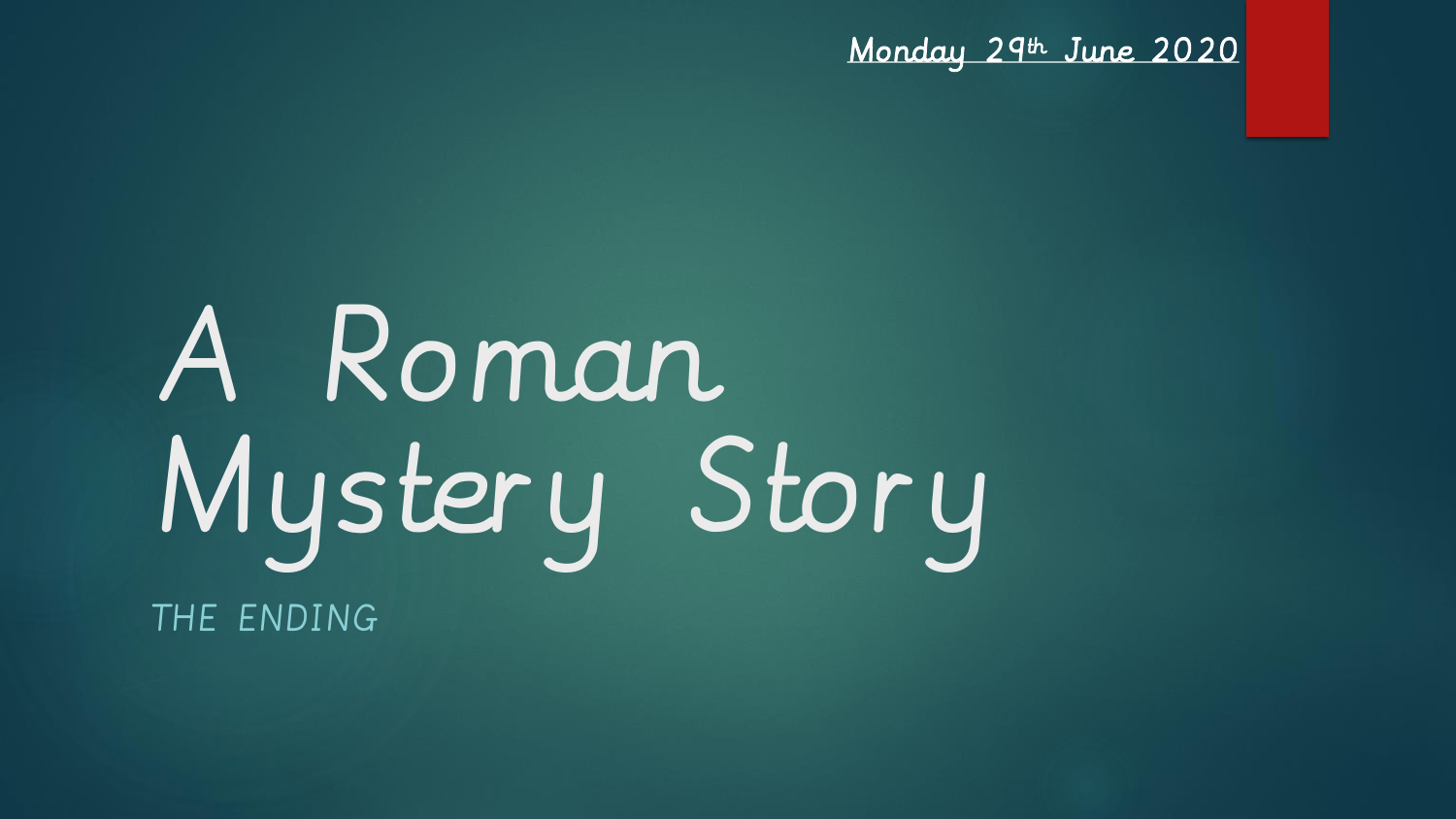Monday 29th June 2020

# A Roman Mystery Story

THE ENDING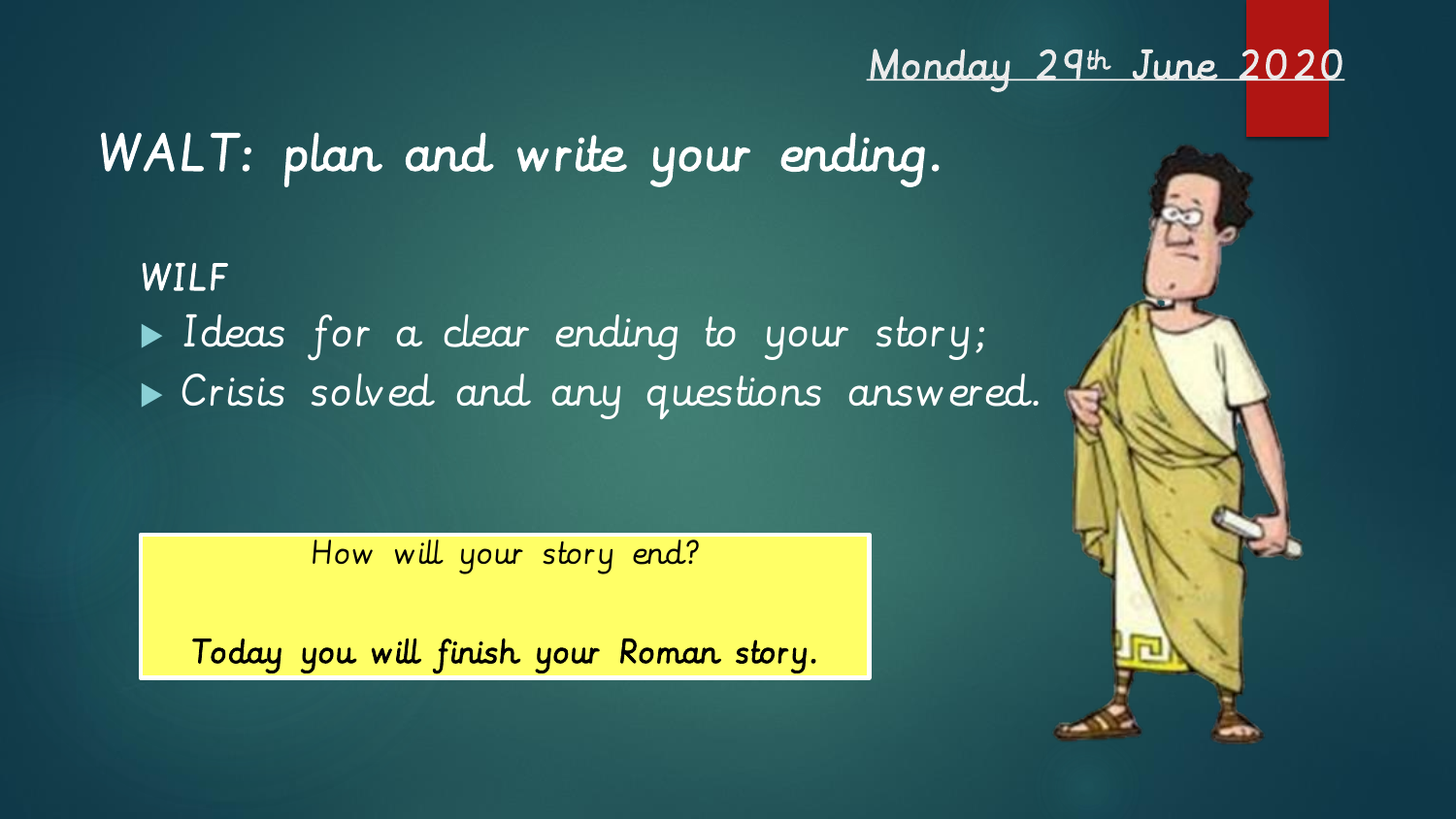Monday 29th June 2020

# WALT: plan and write your ending.

*WILF*

- *Ideas for a clear ending to your story;*
- *Crisis solved and any questions answered.*

How will your story end?

Today you will finish your Roman story.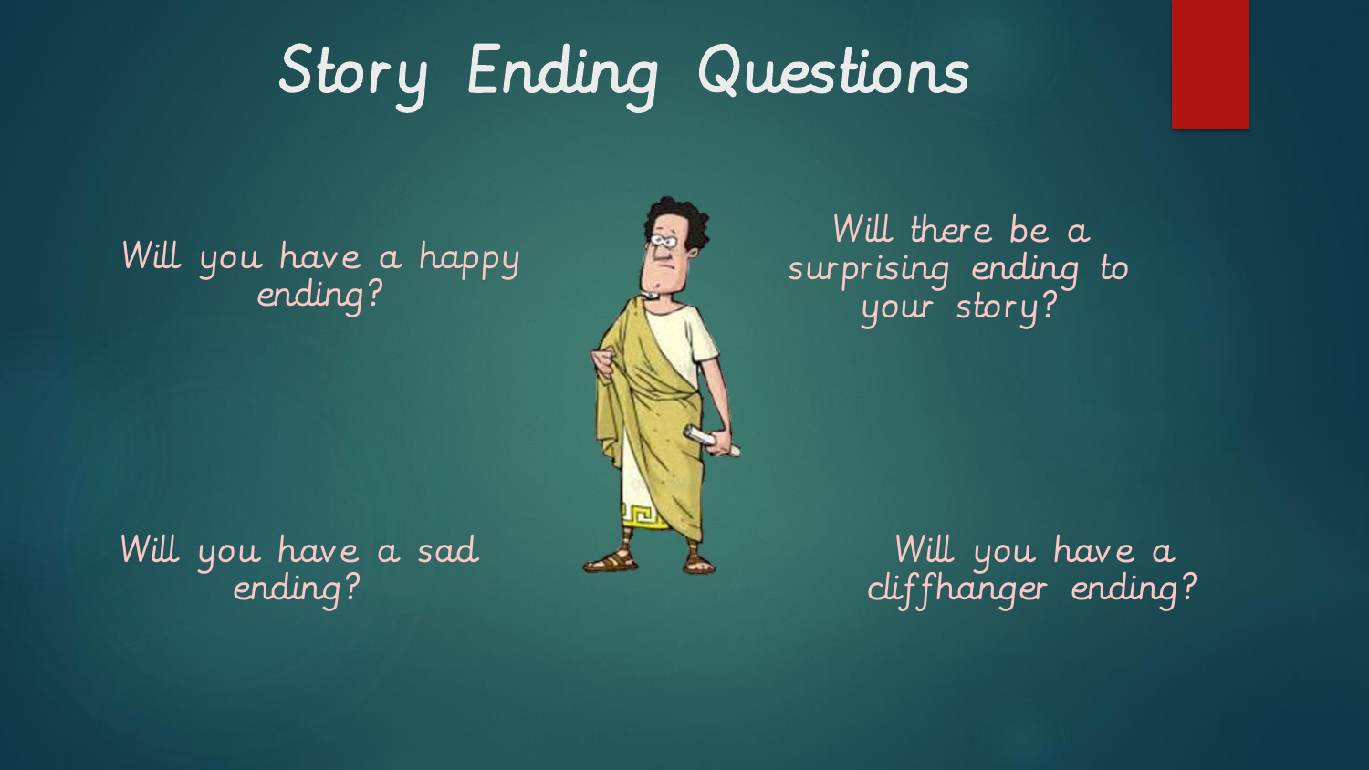# Story Ending Questions

Will you have a happy ending?

Will there be a surprising ending to your story?

Will you have a sad ending?

Will you have a cliffhanger ending?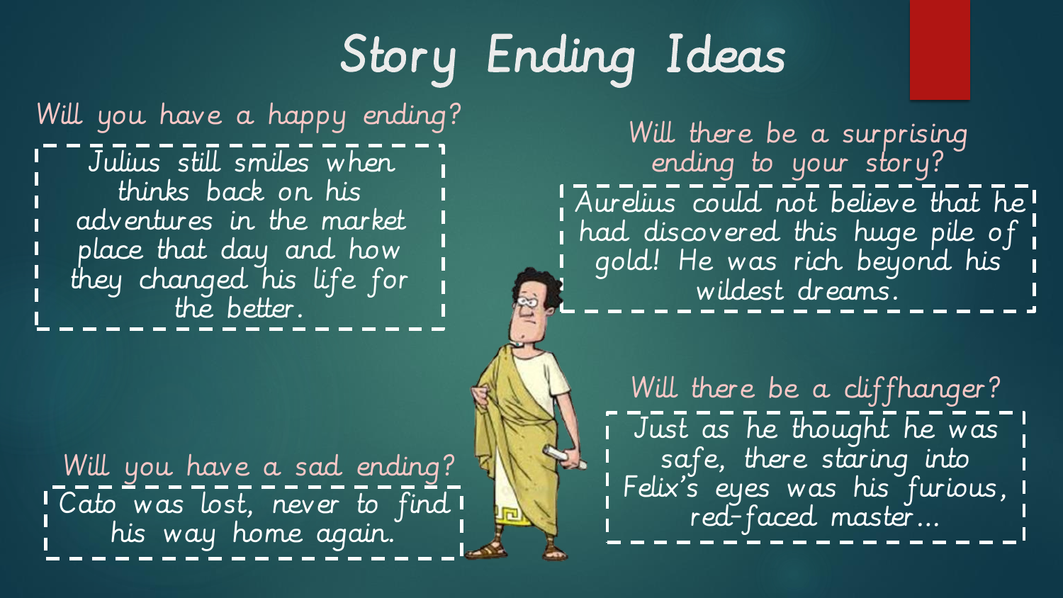# Story Ending Ideas

## Will you have a happy ending?

Julius still smiles when thinks back on his adventures in the market place that day and how they changed his life for the better.

## Will there be a surprising ending to your story?

Aurelius could not believe that he had discovered this huge pile of gold! He was rich beyond his wildest dreams.

## Will there be a cliffhanger?

Just as he thought he was safe, there staring into Felix's eyes was his furious, red-faced master…

## Will you have a sad ending?

Cato was lost, never to find his way home again.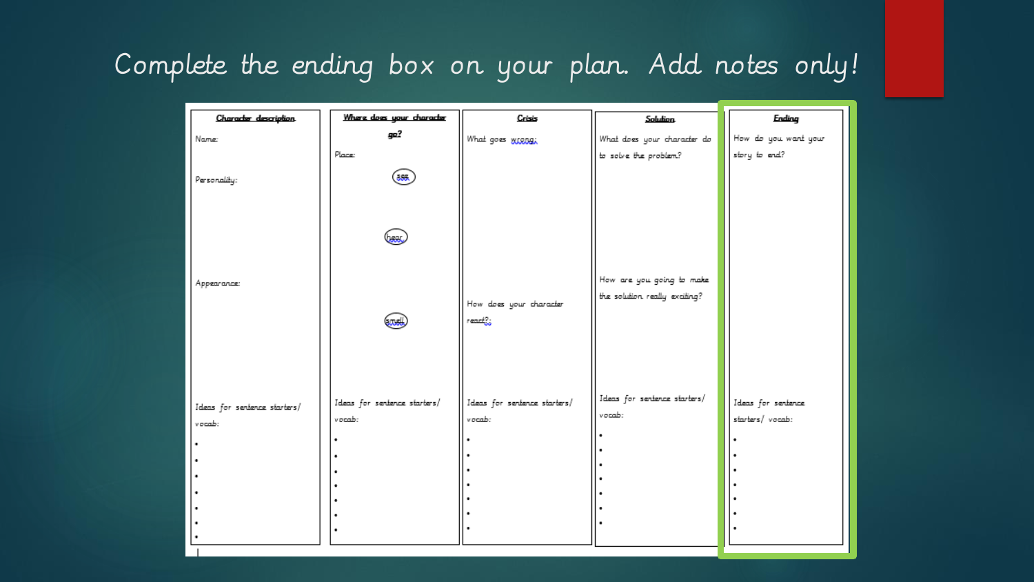# Complete the ending box on your plan. Add notes only!

| Character description | Where does your character go? | Crisis | Solution | Ending |
|---|---|---|---|---|
| Name: | Place: | What goes wrong: | What does your character do to solve the problem? | How do you want your story to end? |
| Personality: | see | | | |
| | hear | | How are you going to make the solution really exciting? | |
| Appearance: | | How does your character react?: | | |
| | smell | | | |
| Ideas for sentence starters/ vocab: | Ideas for sentence starters/ vocab: | Ideas for sentence starters/ vocab: | Ideas for sentence starters/ vocab: | Ideas for sentence starters/ vocab: |
| • | • | • | • | • |
| • | • | • | • | • |
| • | • | • | • | • |
| • | • | • | • | • |
| • | • | • | • | • |
| • | • | • | • | • |
| • | • | • | • | • |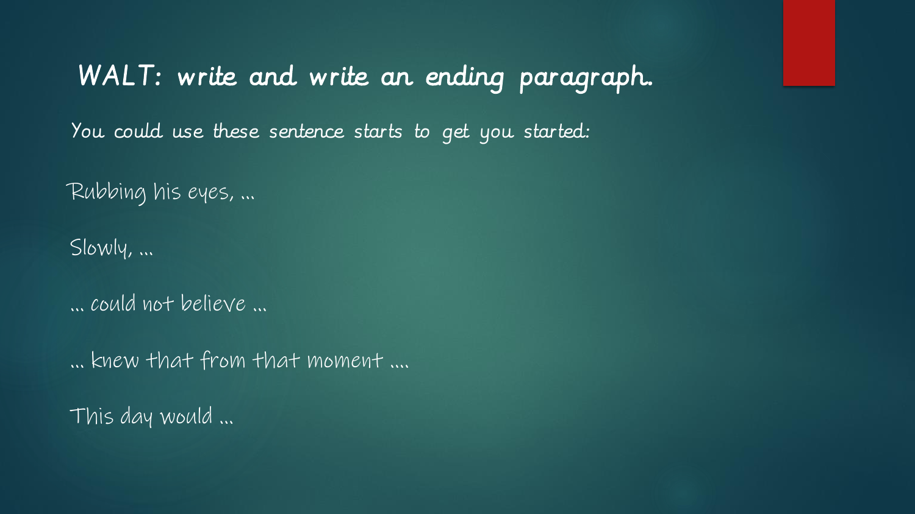# WALT: write and write an ending paragraph.

*You could use these sentence starts to get you started:*

Rubbing his eyes, ...

Slowly, ...

... could not believe ...

... knew that from that moment ....

This day would ...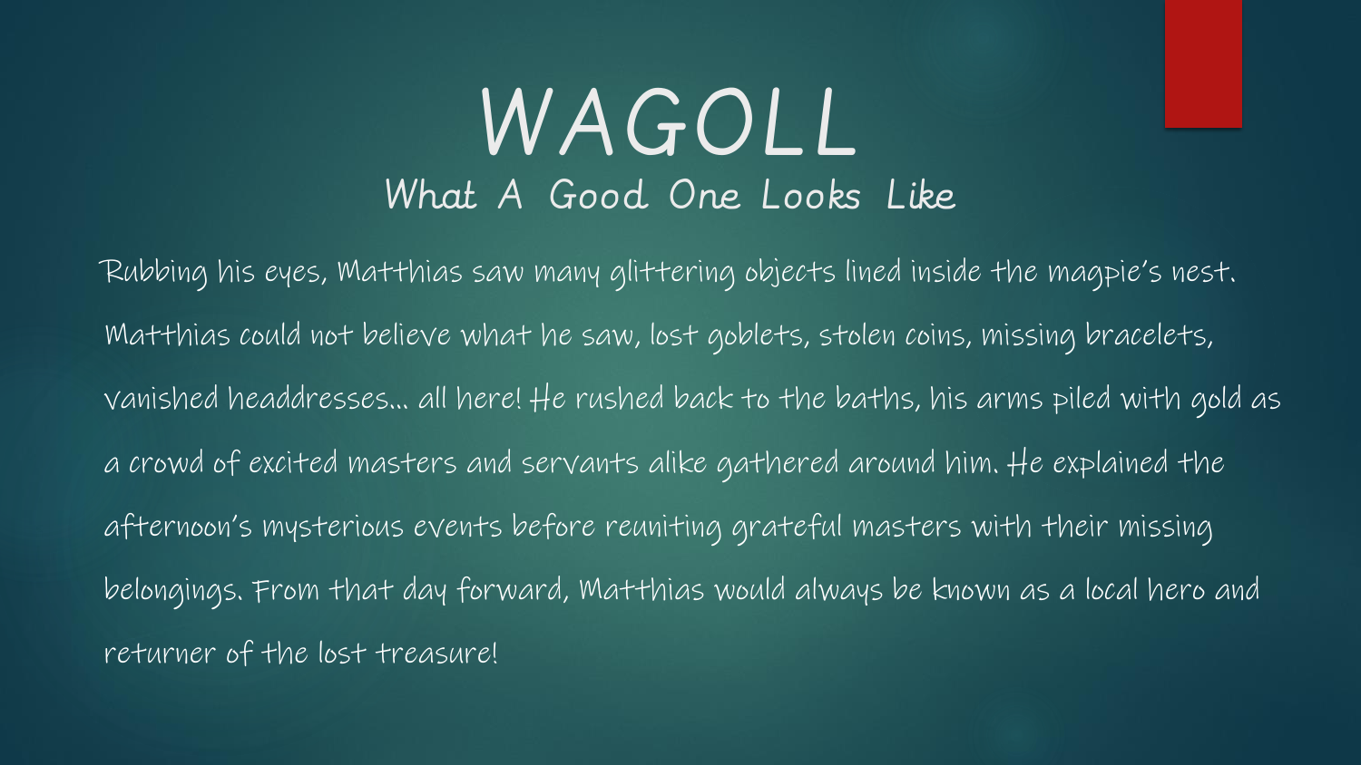# WAGOLL

## What A Good One Looks Like

Rubbing his eyes, Matthias saw many glittering objects lined inside the magpie's nest. Matthias could not believe what he saw, lost goblets, stolen coins, missing bracelets, vanished headdresses… all here! He rushed back to the baths, his arms piled with gold as a crowd of excited masters and servants alike gathered around him. He explained the afternoon's mysterious events before reuniting grateful masters with their missing belongings. From that day forward, Matthias would always be known as a local hero and returner of the lost treasure!